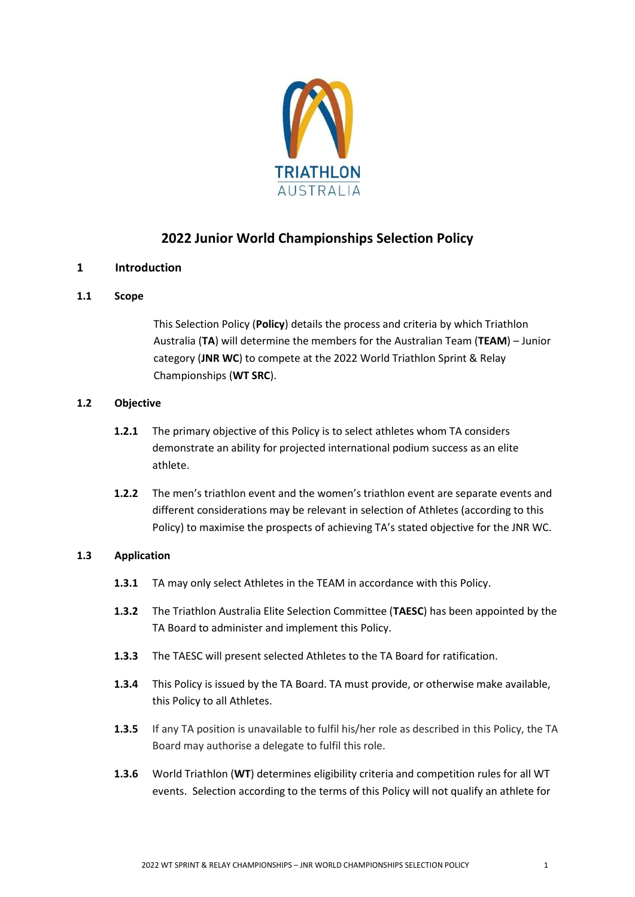# 2022 Junior World Championships Selection Policy

## 1 Introduction

### 1.1 Scope

This Selection Policy (**Policy**) details the process and criteria by which Triathlon Australia (**TA**) will determine the members for the Australian Team (**TEAM**) – Junior category (**JNR WC**) to compete at the 2022 World Triathlon Sprint & Relay Championships (**WT SRC**).

### 1.2 Objective

**1.2.1** The primary objective of this Policy is to select athletes whom TA considers demonstrate an ability for projected international podium success as an elite athlete.

**1.2.2** The men's triathlon event and the women's triathlon event are separate events and different considerations may be relevant in selection of Athletes (according to this Policy) to maximise the prospects of achieving TA's stated objective for the JNR WC.

### 1.3 Application

**1.3.1** TA may only select Athletes in the TEAM in accordance with this Policy.

**1.3.2** The Triathlon Australia Elite Selection Committee (**TAESC**) has been appointed by the TA Board to administer and implement this Policy.

**1.3.3** The TAESC will present selected Athletes to the TA Board for ratification.

**1.3.4** This Policy is issued by the TA Board. TA must provide, or otherwise make available, this Policy to all Athletes.

**1.3.5** If any TA position is unavailable to fulfil his/her role as described in this Policy, the TA Board may authorise a delegate to fulfil this role.

**1.3.6** World Triathlon (**WT**) determines eligibility criteria and competition rules for all WT events. Selection according to the terms of this Policy will not qualify an athlete for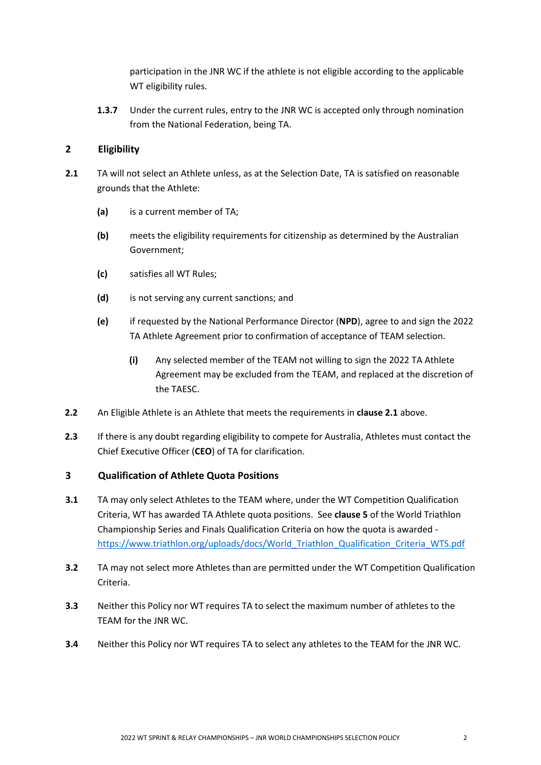participation in the JNR WC if the athlete is not eligible according to the applicable WT eligibility rules.

**1.3.7** Under the current rules, entry to the JNR WC is accepted only through nomination from the National Federation, being TA.

## 2 Eligibility

**2.1** TA will not select an Athlete unless, as at the Selection Date, TA is satisfied on reasonable grounds that the Athlete:

- **(a)** is a current member of TA;
- **(b)** meets the eligibility requirements for citizenship as determined by the Australian Government;
- **(c)** satisfies all WT Rules;
- **(d)** is not serving any current sanctions; and
- **(e)** if requested by the National Performance Director (**NPD**), agree to and sign the 2022 TA Athlete Agreement prior to confirmation of acceptance of TEAM selection.
  - **(i)** Any selected member of the TEAM not willing to sign the 2022 TA Athlete Agreement may be excluded from the TEAM, and replaced at the discretion of the TAESC.

**2.2** An Eligible Athlete is an Athlete that meets the requirements in **clause 2.1** above.

**2.3** If there is any doubt regarding eligibility to compete for Australia, Athletes must contact the Chief Executive Officer (**CEO**) of TA for clarification.

## 3 Qualification of Athlete Quota Positions

**3.1** TA may only select Athletes to the TEAM where, under the WT Competition Qualification Criteria, WT has awarded TA Athlete quota positions. See **clause 5** of the World Triathlon Championship Series and Finals Qualification Criteria on how the quota is awarded - https://www.triathlon.org/uploads/docs/World_Triathlon_Qualification_Criteria_WTS.pdf

**3.2** TA may not select more Athletes than are permitted under the WT Competition Qualification Criteria.

**3.3** Neither this Policy nor WT requires TA to select the maximum number of athletes to the TEAM for the JNR WC.

**3.4** Neither this Policy nor WT requires TA to select any athletes to the TEAM for the JNR WC.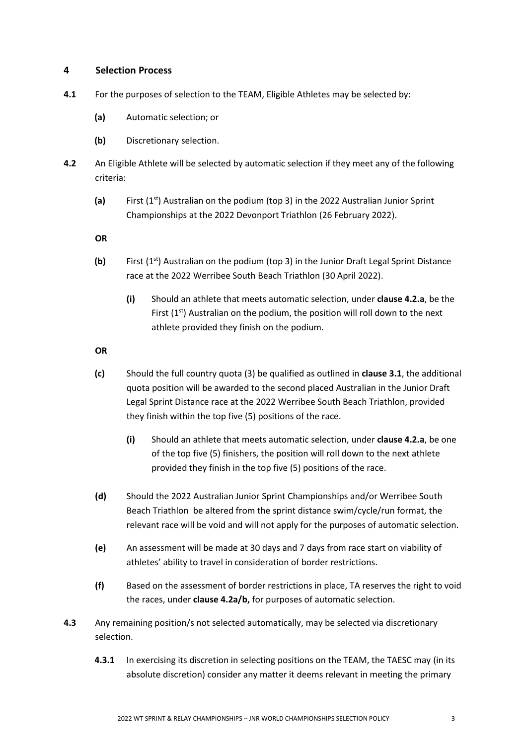## 4 Selection Process

**4.1** For the purposes of selection to the TEAM, Eligible Athletes may be selected by:

**(a)** Automatic selection; or

**(b)** Discretionary selection.

**4.2** An Eligible Athlete will be selected by automatic selection if they meet any of the following criteria:

**(a)** First (1st) Australian on the podium (top 3) in the 2022 Australian Junior Sprint Championships at the 2022 Devonport Triathlon (26 February 2022).

**OR**

**(b)** First (1st) Australian on the podium (top 3) in the Junior Draft Legal Sprint Distance race at the 2022 Werribee South Beach Triathlon (30 April 2022).

**(i)** Should an athlete that meets automatic selection, under **clause 4.2.a**, be the First (1st) Australian on the podium, the position will roll down to the next athlete provided they finish on the podium.

**OR**

**(c)** Should the full country quota (3) be qualified as outlined in **clause 3.1**, the additional quota position will be awarded to the second placed Australian in the Junior Draft Legal Sprint Distance race at the 2022 Werribee South Beach Triathlon, provided they finish within the top five (5) positions of the race.

**(i)** Should an athlete that meets automatic selection, under **clause 4.2.a**, be one of the top five (5) finishers, the position will roll down to the next athlete provided they finish in the top five (5) positions of the race.

**(d)** Should the 2022 Australian Junior Sprint Championships and/or Werribee South Beach Triathlon be altered from the sprint distance swim/cycle/run format, the relevant race will be void and will not apply for the purposes of automatic selection.

**(e)** An assessment will be made at 30 days and 7 days from race start on viability of athletes' ability to travel in consideration of border restrictions.

**(f)** Based on the assessment of border restrictions in place, TA reserves the right to void the races, under **clause 4.2a/b,** for purposes of automatic selection.

**4.3** Any remaining position/s not selected automatically, may be selected via discretionary selection.

**4.3.1** In exercising its discretion in selecting positions on the TEAM, the TAESC may (in its absolute discretion) consider any matter it deems relevant in meeting the primary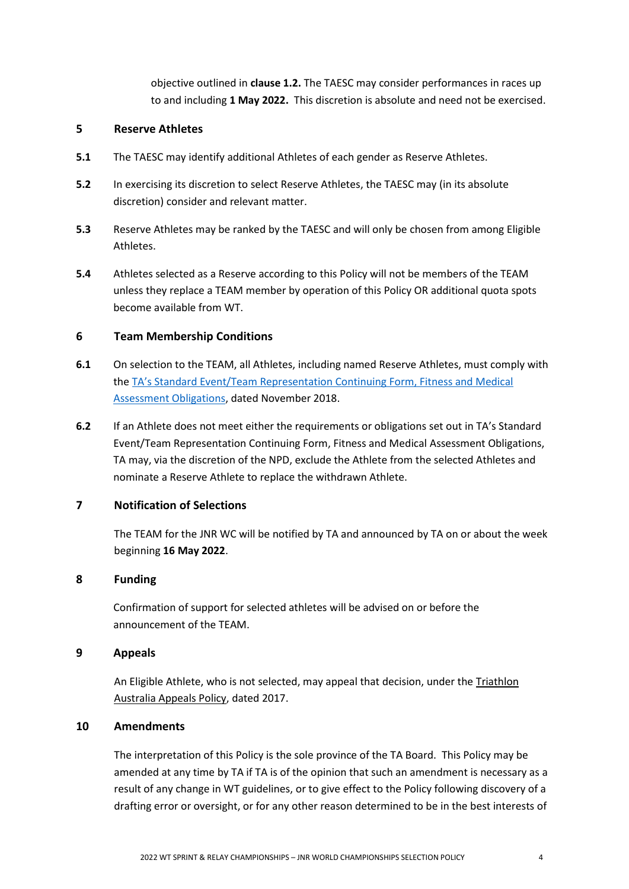objective outlined in **clause 1.2.** The TAESC may consider performances in races up to and including **1 May 2022.** This discretion is absolute and need not be exercised.

## 5 Reserve Athletes

**5.1** The TAESC may identify additional Athletes of each gender as Reserve Athletes.

**5.2** In exercising its discretion to select Reserve Athletes, the TAESC may (in its absolute discretion) consider and relevant matter.

**5.3** Reserve Athletes may be ranked by the TAESC and will only be chosen from among Eligible Athletes.

**5.4** Athletes selected as a Reserve according to this Policy will not be members of the TEAM unless they replace a TEAM member by operation of this Policy OR additional quota spots become available from WT.

## 6 Team Membership Conditions

**6.1** On selection to the TEAM, all Athletes, including named Reserve Athletes, must comply with the TA's Standard Event/Team Representation Continuing Form, Fitness and Medical Assessment Obligations, dated November 2018.

**6.2** If an Athlete does not meet either the requirements or obligations set out in TA's Standard Event/Team Representation Continuing Form, Fitness and Medical Assessment Obligations, TA may, via the discretion of the NPD, exclude the Athlete from the selected Athletes and nominate a Reserve Athlete to replace the withdrawn Athlete.

## 7 Notification of Selections

The TEAM for the JNR WC will be notified by TA and announced by TA on or about the week beginning **16 May 2022**.

## 8 Funding

Confirmation of support for selected athletes will be advised on or before the announcement of the TEAM.

## 9 Appeals

An Eligible Athlete, who is not selected, may appeal that decision, under the Triathlon Australia Appeals Policy, dated 2017.

## 10 Amendments

The interpretation of this Policy is the sole province of the TA Board. This Policy may be amended at any time by TA if TA is of the opinion that such an amendment is necessary as a result of any change in WT guidelines, or to give effect to the Policy following discovery of a drafting error or oversight, or for any other reason determined to be in the best interests of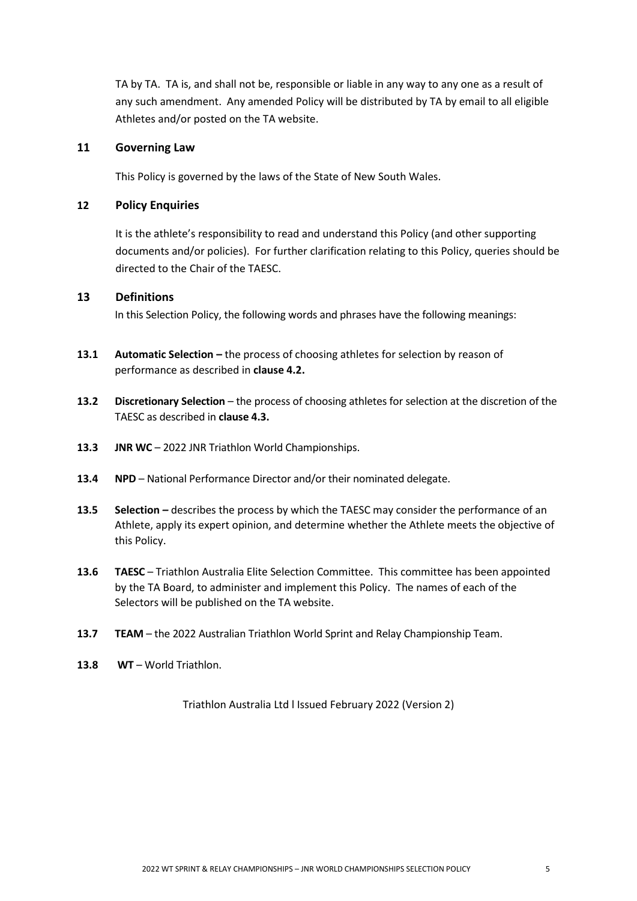TA by TA. TA is, and shall not be, responsible or liable in any way to any one as a result of any such amendment. Any amended Policy will be distributed by TA by email to all eligible Athletes and/or posted on the TA website.

## 11 Governing Law

This Policy is governed by the laws of the State of New South Wales.

## 12 Policy Enquiries

It is the athlete's responsibility to read and understand this Policy (and other supporting documents and/or policies). For further clarification relating to this Policy, queries should be directed to the Chair of the TAESC.

## 13 Definitions

In this Selection Policy, the following words and phrases have the following meanings:

**13.1** **Automatic Selection –** the process of choosing athletes for selection by reason of performance as described in **clause 4.2.**

**13.2** **Discretionary Selection** – the process of choosing athletes for selection at the discretion of the TAESC as described in **clause 4.3.**

**13.3** **JNR WC** – 2022 JNR Triathlon World Championships.

**13.4** **NPD** – National Performance Director and/or their nominated delegate.

**13.5** **Selection –** describes the process by which the TAESC may consider the performance of an Athlete, apply its expert opinion, and determine whether the Athlete meets the objective of this Policy.

**13.6** **TAESC** – Triathlon Australia Elite Selection Committee. This committee has been appointed by the TA Board, to administer and implement this Policy. The names of each of the Selectors will be published on the TA website.

**13.7** **TEAM** – the 2022 Australian Triathlon World Sprint and Relay Championship Team.

**13.8** **WT** – World Triathlon.

Triathlon Australia Ltd l Issued February 2022 (Version 2)